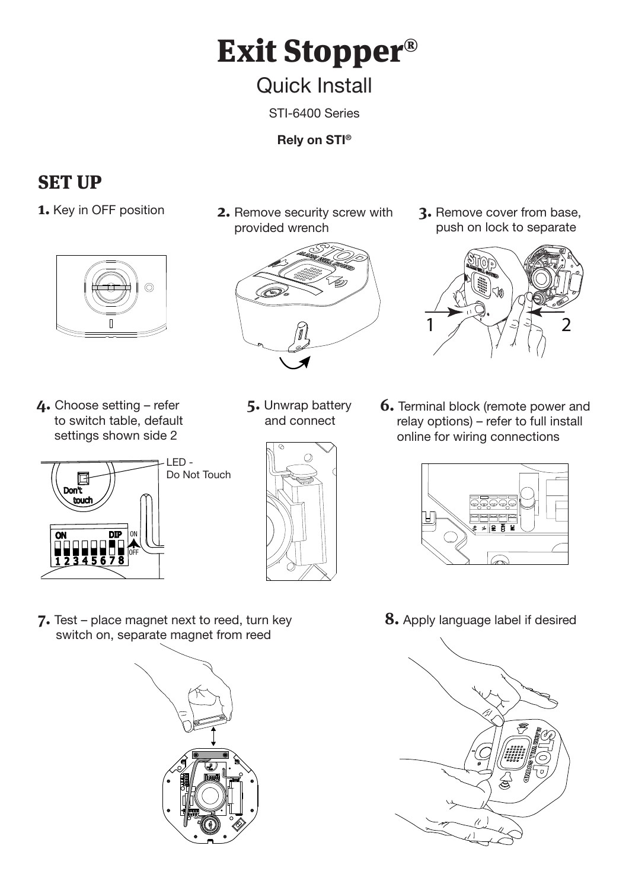# Exit Stopper®

## Quick Install

STI-6400 Series

**Rely on STI®**

## SET UP

**1.** Key in OFF position

**2.** Remove security screw with provided wrench

**3.** Remove cover from base, push on lock to separate

**4.** Choose setting – refer to switch table, default settings shown side 2

LED - Do Not Touch

**5.** Unwrap battery and connect

**6.** Terminal block (remote power and relay options) – refer to full install online for wiring connections

**7.** Test – place magnet next to reed, turn key switch on, separate magnet from reed

**8.** Apply language label if desired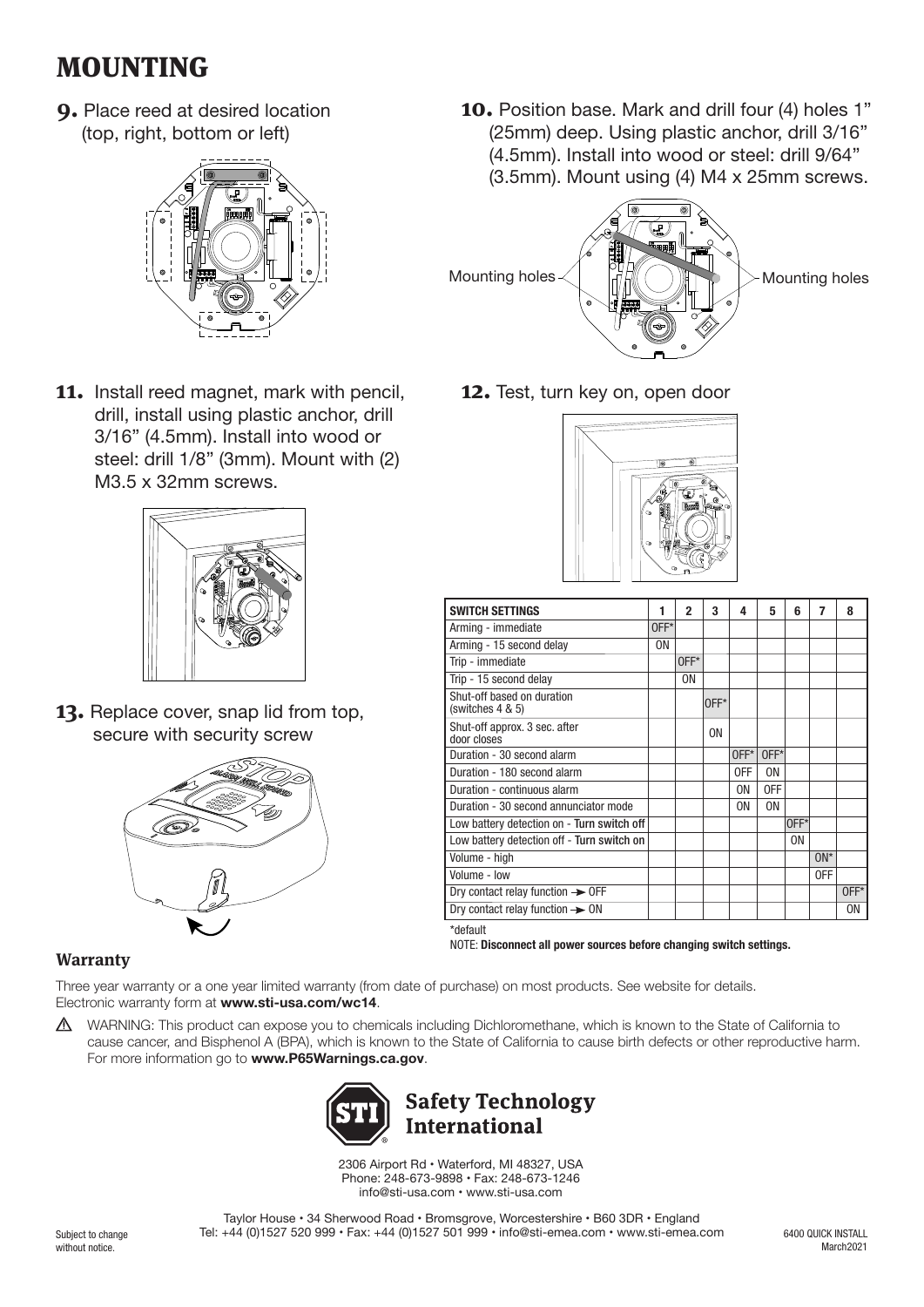# MOUNTING

**9.** Place reed at desired location (top, right, bottom or left)

**10.** Position base. Mark and drill four (4) holes 1" (25mm) deep. Using plastic anchor, drill 3/16" (4.5mm). Install into wood or steel: drill 9/64" (3.5mm). Mount using (4) M4 x 25mm screws.

Mounting holes

Mounting holes

**11.** Install reed magnet, mark with pencil, drill, install using plastic anchor, drill 3/16" (4.5mm). Install into wood or steel: drill 1/8" (3mm). Mount with (2) M3.5 x 32mm screws.

**12.** Test, turn key on, open door

**13.** Replace cover, snap lid from top, secure with security screw

| SWITCH SETTINGS | 1 | 2 | 3 | 4 | 5 | 6 | 7 | 8 |
|---|---|---|---|---|---|---|---|---|
| Arming - immediate | OFF* | | | | | | | |
| Arming - 15 second delay | ON | | | | | | | |
| Trip - immediate | | OFF* | | | | | | |
| Trip - 15 second delay | | ON | | | | | | |
| Shut-off based on duration (switches 4 & 5) | | | OFF* | | | | | |
| Shut-off approx. 3 sec. after door closes | | | ON | | | | | |
| Duration - 30 second alarm | | | | OFF* | OFF* | | | |
| Duration - 180 second alarm | | | | OFF | ON | | | |
| Duration - continuous alarm | | | | ON | OFF | | | |
| Duration - 30 second annunciator mode | | | | ON | ON | | | |
| Low battery detection on - **Turn switch off** | | | | | | OFF* | | |
| Low battery detection off - **Turn switch on** | | | | | | ON | | |
| Volume - high | | | | | | | ON* | |
| Volume - low | | | | | | | OFF | |
| Dry contact relay function → OFF | | | | | | | | OFF* |
| Dry contact relay function → ON | | | | | | | | ON |

*default

NOTE: **Disconnect all power sources before changing switch settings.**

### Warranty

Three year warranty or a one year limited warranty (from date of purchase) on most products. See website for details. Electronic warranty form at **www.sti-usa.com/wc14**.

⚠ WARNING: This product can expose you to chemicals including Dichloromethane, which is known to the State of California to cause cancer, and Bisphenol A (BPA), which is known to the State of California to cause birth defects or other reproductive harm. For more information go to **www.P65Warnings.ca.gov**.

**Safety Technology International**

2306 Airport Rd • Waterford, MI 48327, USA
Phone: 248-673-9898 • Fax: 248-673-1246
info@sti-usa.com • www.sti-usa.com

Taylor House • 34 Sherwood Road • Bromsgrove, Worcestershire • B60 3DR • England
Tel: +44 (0)1527 520 999 • Fax: +44 (0)1527 501 999 • info@sti-emea.com • www.sti-emea.com

Subject to change without notice.

6400 QUICK INSTALL March2021